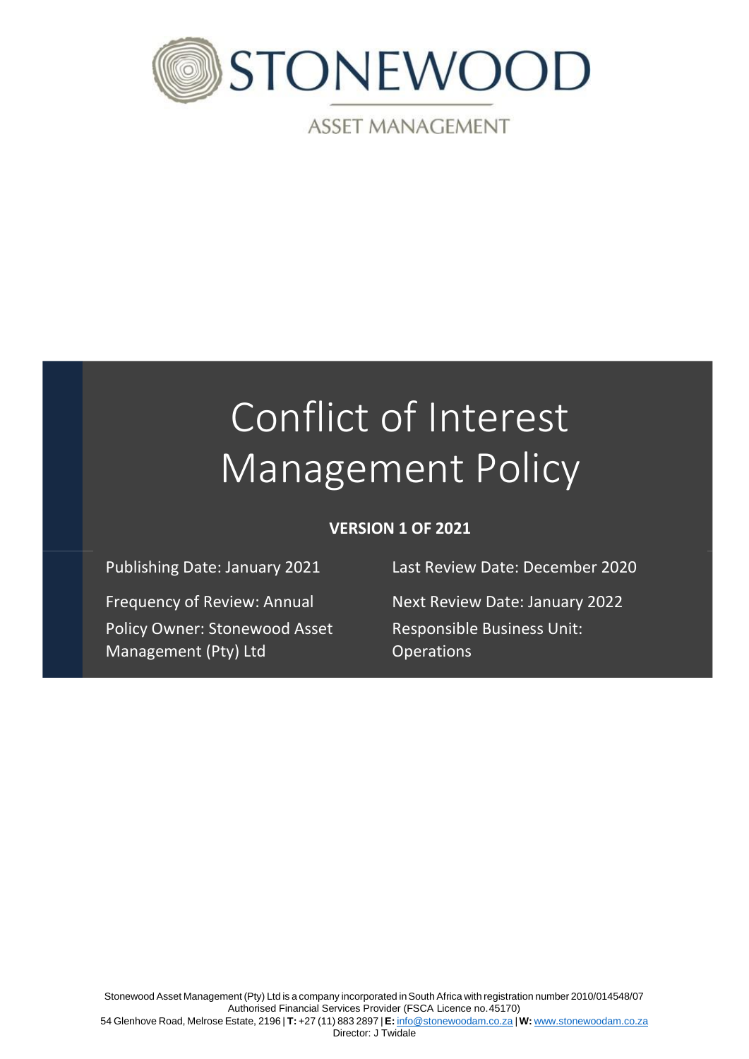# STONEWOOD

ASSET MANAGEMENT

# Conflict of Interest Management Policy

**VERSION 1 OF 2021**

Publishing Date: January 2021

Last Review Date: December 2020

Frequency of Review: Annual

Next Review Date: January 2022

Policy Owner: Stonewood Asset Management (Pty) Ltd

Responsible Business Unit: Operations

Stonewood Asset Management (Pty) Ltd is a company incorporated in South Africa with registration number 2010/014548/07
Authorised Financial Services Provider (FSCA Licence no. 45170)
54 Glenhove Road, Melrose Estate, 2196 | **T:** +27 (11) 883 2897 | **E:** info@stonewoodam.co.za | **W:** www.stonewoodam.co.za
Director: J Twidale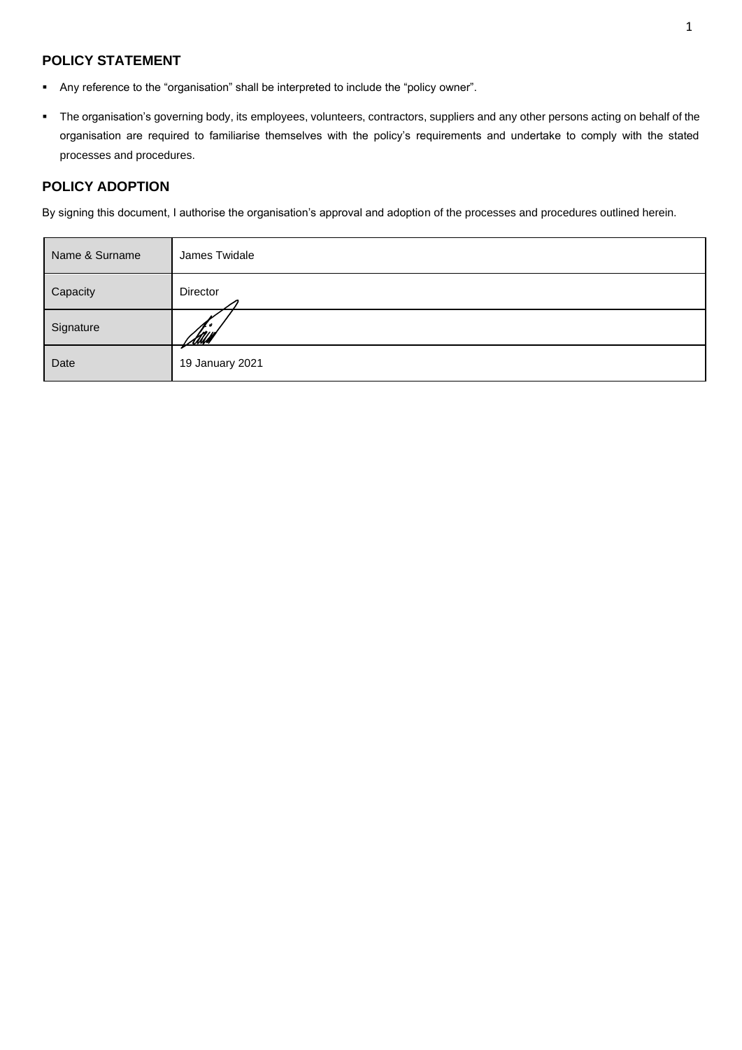## POLICY STATEMENT

- Any reference to the "organisation" shall be interpreted to include the "policy owner".
- The organisation's governing body, its employees, volunteers, contractors, suppliers and any other persons acting on behalf of the organisation are required to familiarise themselves with the policy's requirements and undertake to comply with the stated processes and procedures.

## POLICY ADOPTION

By signing this document, I authorise the organisation's approval and adoption of the processes and procedures outlined herein.

| Name & Surname | James Twidale |
|---|---|
| Capacity | Director |
| Signature | |
| Date | 19 January 2021 |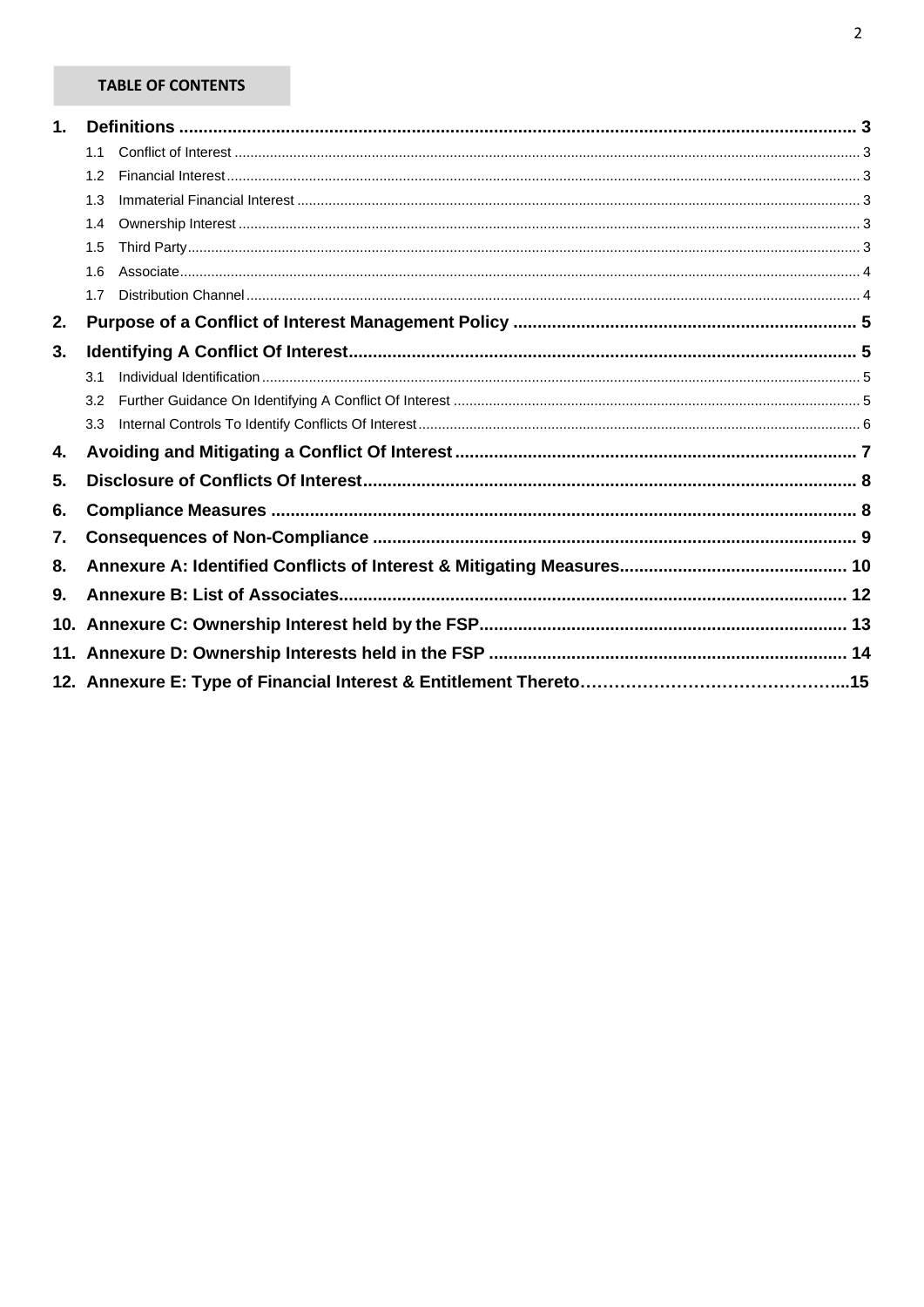**TABLE OF CONTENTS**

1. **Definitions** ........................................................................................................ 3
   - 1.1 Conflict of Interest ........................................................................................ 3
   - 1.2 Financial Interest .......................................................................................... 3
   - 1.3 Immaterial Financial Interest ........................................................................ 3
   - 1.4 Ownership Interest ....................................................................................... 3
   - 1.5 Third Party .................................................................................................... 3
   - 1.6 Associate ...................................................................................................... 4
   - 1.7 Distribution Channel ..................................................................................... 4
2. **Purpose of a Conflict of Interest Management Policy** ......................................... 5
3. **Identifying A Conflict Of Interest** ........................................................................ 5
   - 3.1 Individual Identification ................................................................................. 5
   - 3.2 Further Guidance On Identifying A Conflict Of Interest ................................ 5
   - 3.3 Internal Controls To Identify Conflicts Of Interest ......................................... 6
4. **Avoiding and Mitigating a Conflict Of Interest** .................................................... 7
5. **Disclosure of Conflicts Of Interest** ...................................................................... 8
6. **Compliance Measures** ........................................................................................ 8
7. **Consequences of Non-Compliance** .................................................................... 9
8. **Annexure A: Identified Conflicts of Interest & Mitigating Measures** .................... 10
9. **Annexure B: List of Associates** .......................................................................... 12
10. **Annexure C: Ownership Interest held by the FSP** ............................................ 13
11. **Annexure D: Ownership Interests held in the FSP** ........................................... 14
12. **Annexure E: Type of Financial Interest & Entitlement Thereto** ......................... 15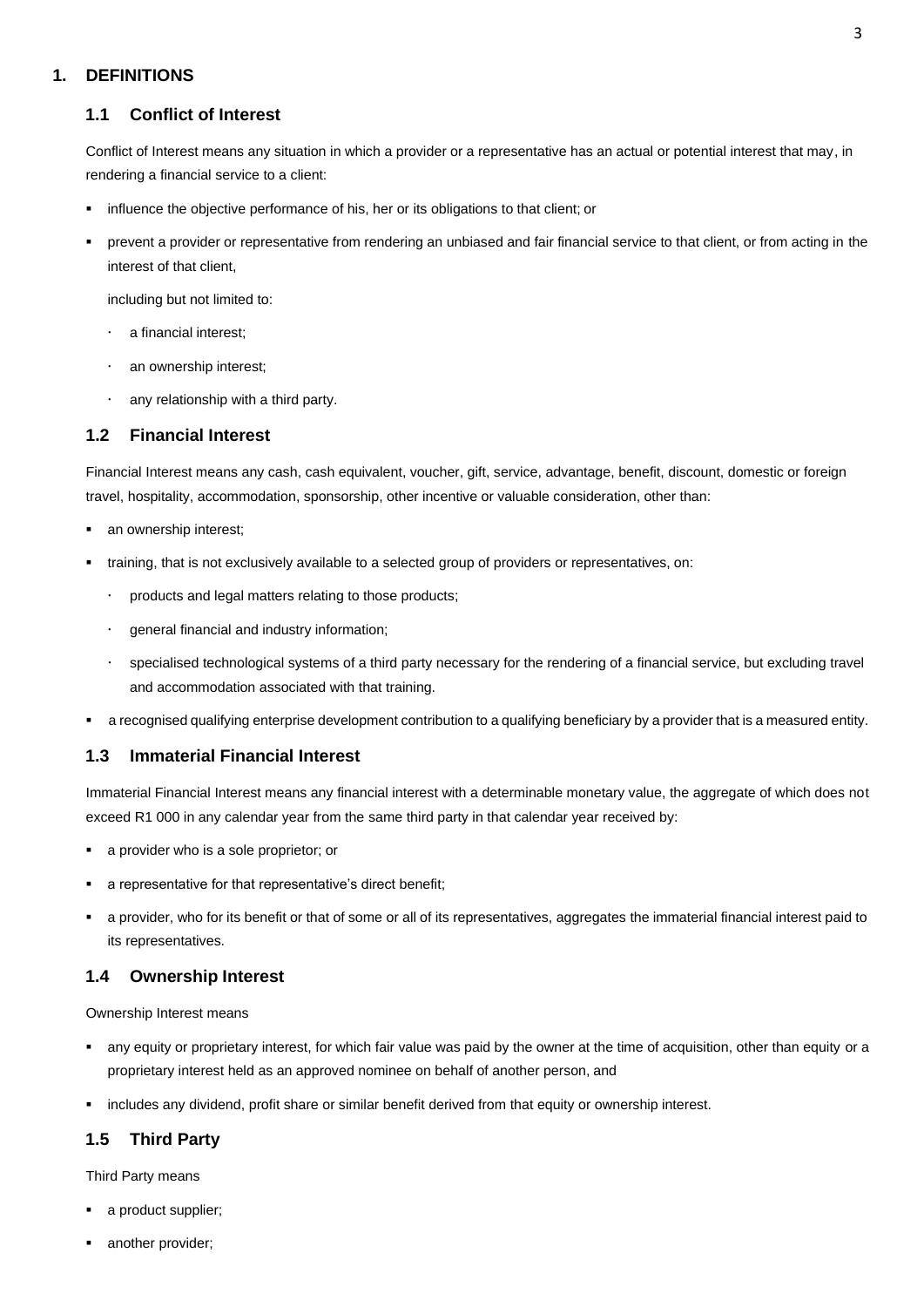# 1. DEFINITIONS

## 1.1 Conflict of Interest

Conflict of Interest means any situation in which a provider or a representative has an actual or potential interest that may, in rendering a financial service to a client:

- influence the objective performance of his, her or its obligations to that client; or
- prevent a provider or representative from rendering an unbiased and fair financial service to that client, or from acting in the interest of that client,

  including but not limited to:

  - a financial interest;
  - an ownership interest;
  - any relationship with a third party.

## 1.2 Financial Interest

Financial Interest means any cash, cash equivalent, voucher, gift, service, advantage, benefit, discount, domestic or foreign travel, hospitality, accommodation, sponsorship, other incentive or valuable consideration, other than:

- an ownership interest;
- training, that is not exclusively available to a selected group of providers or representatives, on:
  - products and legal matters relating to those products;
  - general financial and industry information;
  - specialised technological systems of a third party necessary for the rendering of a financial service, but excluding travel and accommodation associated with that training.
- a recognised qualifying enterprise development contribution to a qualifying beneficiary by a provider that is a measured entity.

## 1.3 Immaterial Financial Interest

Immaterial Financial Interest means any financial interest with a determinable monetary value, the aggregate of which does not exceed R1 000 in any calendar year from the same third party in that calendar year received by:

- a provider who is a sole proprietor; or
- a representative for that representative's direct benefit;
- a provider, who for its benefit or that of some or all of its representatives, aggregates the immaterial financial interest paid to its representatives.

## 1.4 Ownership Interest

Ownership Interest means

- any equity or proprietary interest, for which fair value was paid by the owner at the time of acquisition, other than equity or a proprietary interest held as an approved nominee on behalf of another person, and
- includes any dividend, profit share or similar benefit derived from that equity or ownership interest.

## 1.5 Third Party

Third Party means

- a product supplier;
- another provider;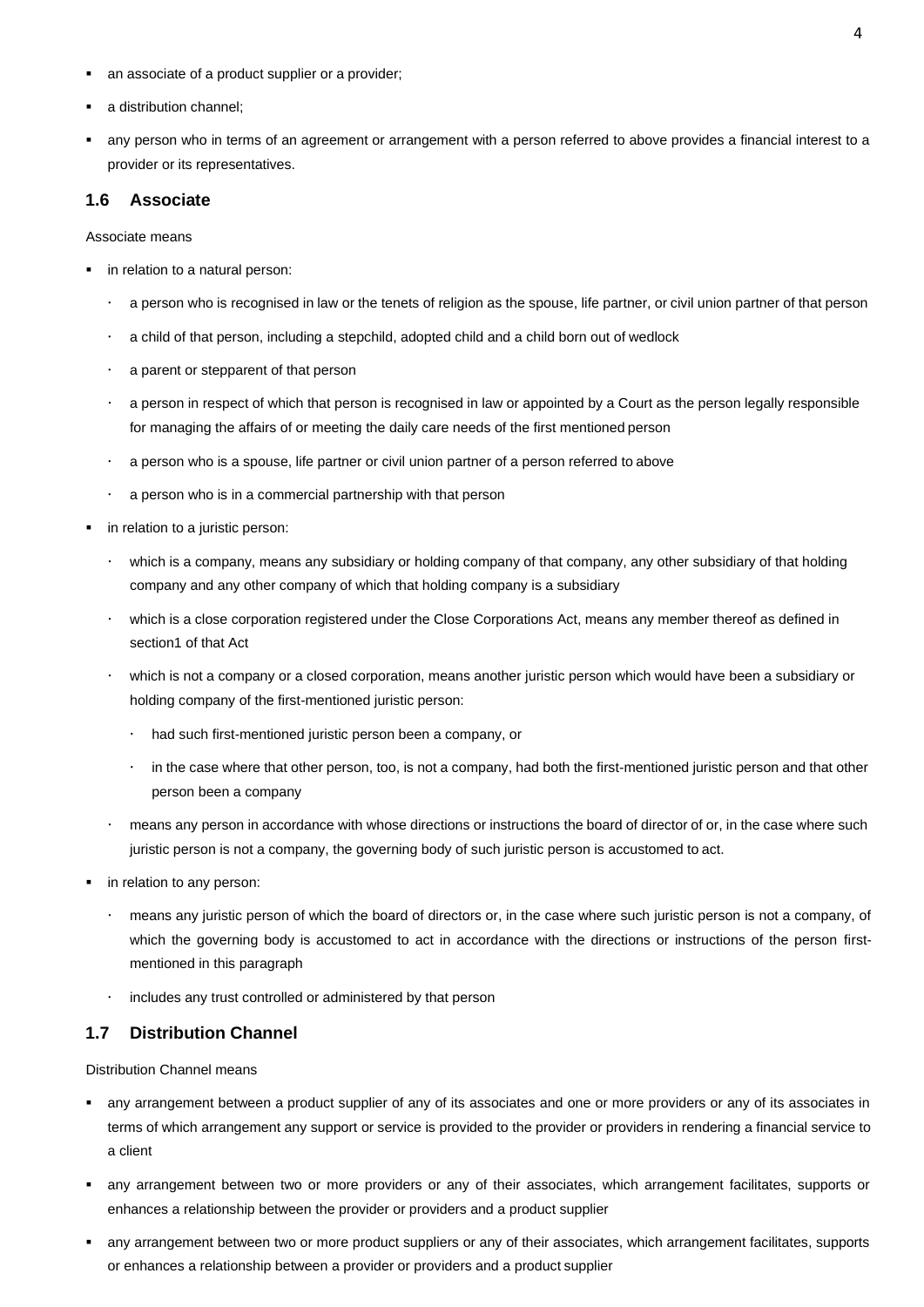- an associate of a product supplier or a provider;
- a distribution channel;
- any person who in terms of an agreement or arrangement with a person referred to above provides a financial interest to a provider or its representatives.

### 1.6 Associate

Associate means

- in relation to a natural person:
  - a person who is recognised in law or the tenets of religion as the spouse, life partner, or civil union partner of that person
  - a child of that person, including a stepchild, adopted child and a child born out of wedlock
  - a parent or stepparent of that person
  - a person in respect of which that person is recognised in law or appointed by a Court as the person legally responsible for managing the affairs of or meeting the daily care needs of the first mentioned person
  - a person who is a spouse, life partner or civil union partner of a person referred to above
  - a person who is in a commercial partnership with that person
- in relation to a juristic person:
  - which is a company, means any subsidiary or holding company of that company, any other subsidiary of that holding company and any other company of which that holding company is a subsidiary
  - which is a close corporation registered under the Close Corporations Act, means any member thereof as defined in section1 of that Act
  - which is not a company or a closed corporation, means another juristic person which would have been a subsidiary or holding company of the first-mentioned juristic person:
    - had such first-mentioned juristic person been a company, or
    - in the case where that other person, too, is not a company, had both the first-mentioned juristic person and that other person been a company
  - means any person in accordance with whose directions or instructions the board of director of or, in the case where such juristic person is not a company, the governing body of such juristic person is accustomed to act.
- in relation to any person:
  - means any juristic person of which the board of directors or, in the case where such juristic person is not a company, of which the governing body is accustomed to act in accordance with the directions or instructions of the person first-mentioned in this paragraph
  - includes any trust controlled or administered by that person

### 1.7 Distribution Channel

Distribution Channel means

- any arrangement between a product supplier of any of its associates and one or more providers or any of its associates in terms of which arrangement any support or service is provided to the provider or providers in rendering a financial service to a client
- any arrangement between two or more providers or any of their associates, which arrangement facilitates, supports or enhances a relationship between the provider or providers and a product supplier
- any arrangement between two or more product suppliers or any of their associates, which arrangement facilitates, supports or enhances a relationship between a provider or providers and a product supplier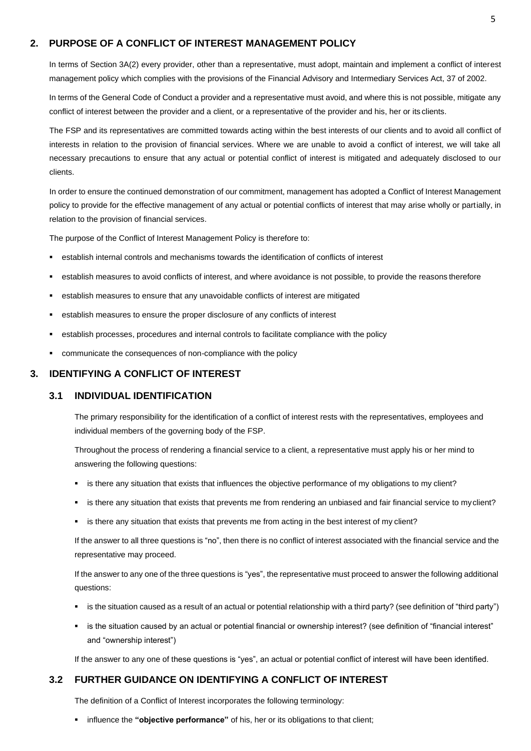## 2. PURPOSE OF A CONFLICT OF INTEREST MANAGEMENT POLICY

In terms of Section 3A(2) every provider, other than a representative, must adopt, maintain and implement a conflict of interest management policy which complies with the provisions of the Financial Advisory and Intermediary Services Act, 37 of 2002.

In terms of the General Code of Conduct a provider and a representative must avoid, and where this is not possible, mitigate any conflict of interest between the provider and a client, or a representative of the provider and his, her or its clients.

The FSP and its representatives are committed towards acting within the best interests of our clients and to avoid all conflict of interests in relation to the provision of financial services. Where we are unable to avoid a conflict of interest, we will take all necessary precautions to ensure that any actual or potential conflict of interest is mitigated and adequately disclosed to our clients.

In order to ensure the continued demonstration of our commitment, management has adopted a Conflict of Interest Management policy to provide for the effective management of any actual or potential conflicts of interest that may arise wholly or partially, in relation to the provision of financial services.

The purpose of the Conflict of Interest Management Policy is therefore to:

- establish internal controls and mechanisms towards the identification of conflicts of interest
- establish measures to avoid conflicts of interest, and where avoidance is not possible, to provide the reasons therefore
- establish measures to ensure that any unavoidable conflicts of interest are mitigated
- establish measures to ensure the proper disclosure of any conflicts of interest
- establish processes, procedures and internal controls to facilitate compliance with the policy
- communicate the consequences of non-compliance with the policy

## 3. IDENTIFYING A CONFLICT OF INTEREST

### 3.1 INDIVIDUAL IDENTIFICATION

The primary responsibility for the identification of a conflict of interest rests with the representatives, employees and individual members of the governing body of the FSP.

Throughout the process of rendering a financial service to a client, a representative must apply his or her mind to answering the following questions:

- is there any situation that exists that influences the objective performance of my obligations to my client?
- is there any situation that exists that prevents me from rendering an unbiased and fair financial service to my client?
- is there any situation that exists that prevents me from acting in the best interest of my client?

If the answer to all three questions is "no", then there is no conflict of interest associated with the financial service and the representative may proceed.

If the answer to any one of the three questions is "yes", the representative must proceed to answer the following additional questions:

- is the situation caused as a result of an actual or potential relationship with a third party? (see definition of "third party")
- is the situation caused by an actual or potential financial or ownership interest? (see definition of "financial interest" and "ownership interest")

If the answer to any one of these questions is "yes", an actual or potential conflict of interest will have been identified.

### 3.2 FURTHER GUIDANCE ON IDENTIFYING A CONFLICT OF INTEREST

The definition of a Conflict of Interest incorporates the following terminology:

- influence the **"objective performance"** of his, her or its obligations to that client;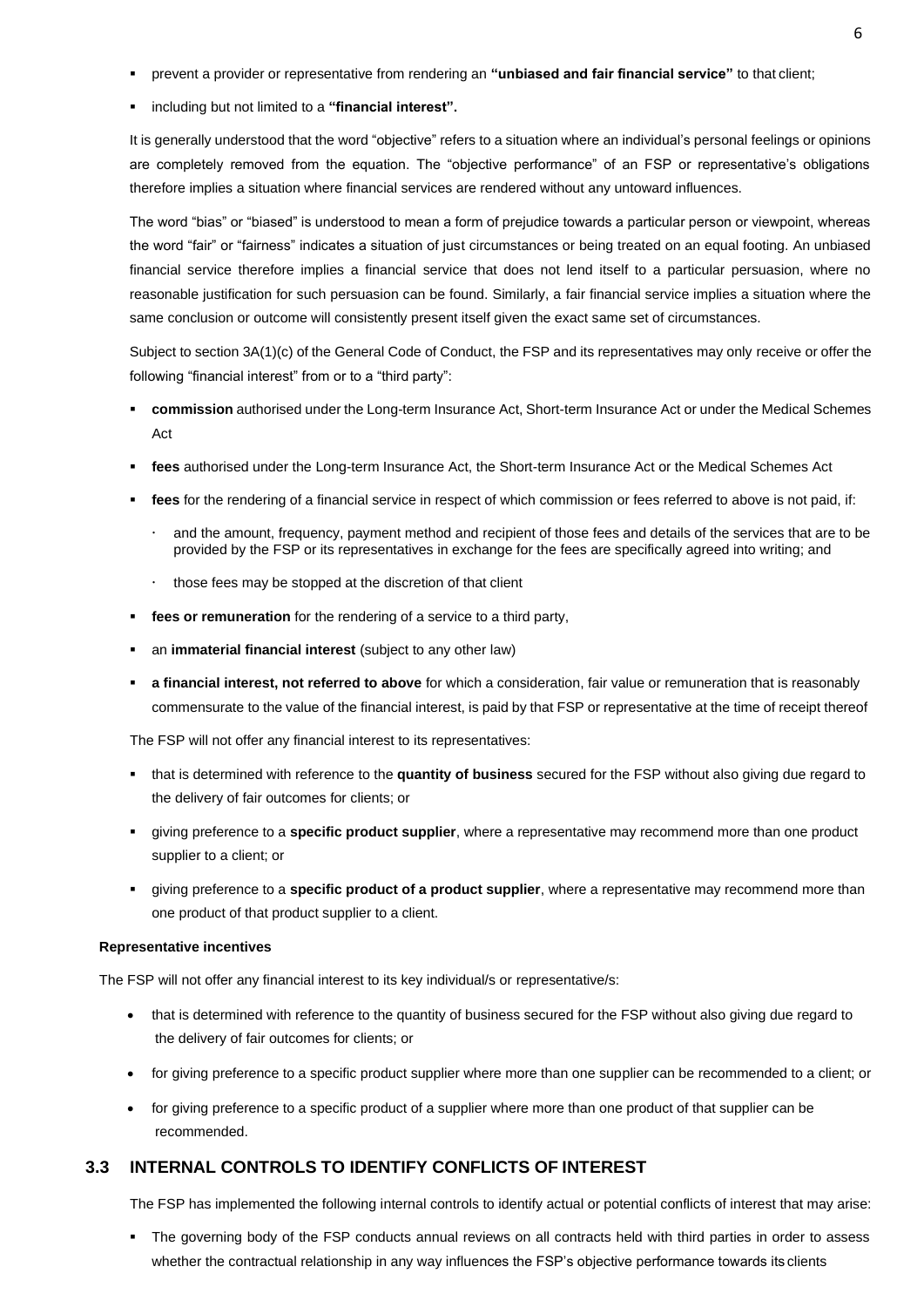- prevent a provider or representative from rendering an **"unbiased and fair financial service"** to that client;
- including but not limited to a **"financial interest".**

It is generally understood that the word "objective" refers to a situation where an individual's personal feelings or opinions are completely removed from the equation. The "objective performance" of an FSP or representative's obligations therefore implies a situation where financial services are rendered without any untoward influences.

The word "bias" or "biased" is understood to mean a form of prejudice towards a particular person or viewpoint, whereas the word "fair" or "fairness" indicates a situation of just circumstances or being treated on an equal footing. An unbiased financial service therefore implies a financial service that does not lend itself to a particular persuasion, where no reasonable justification for such persuasion can be found. Similarly, a fair financial service implies a situation where the same conclusion or outcome will consistently present itself given the exact same set of circumstances.

Subject to section 3A(1)(c) of the General Code of Conduct, the FSP and its representatives may only receive or offer the following "financial interest" from or to a "third party":

- **commission** authorised under the Long-term Insurance Act, Short-term Insurance Act or under the Medical Schemes Act
- **fees** authorised under the Long-term Insurance Act, the Short-term Insurance Act or the Medical Schemes Act
- **fees** for the rendering of a financial service in respect of which commission or fees referred to above is not paid, if:
  - and the amount, frequency, payment method and recipient of those fees and details of the services that are to be provided by the FSP or its representatives in exchange for the fees are specifically agreed into writing; and
  - those fees may be stopped at the discretion of that client
- **fees or remuneration** for the rendering of a service to a third party,
- an **immaterial financial interest** (subject to any other law)
- **a financial interest, not referred to above** for which a consideration, fair value or remuneration that is reasonably commensurate to the value of the financial interest, is paid by that FSP or representative at the time of receipt thereof

The FSP will not offer any financial interest to its representatives:

- that is determined with reference to the **quantity of business** secured for the FSP without also giving due regard to the delivery of fair outcomes for clients; or
- giving preference to a **specific product supplier**, where a representative may recommend more than one product supplier to a client; or
- giving preference to a **specific product of a product supplier**, where a representative may recommend more than one product of that product supplier to a client.

**Representative incentives**

The FSP will not offer any financial interest to its key individual/s or representative/s:

- that is determined with reference to the quantity of business secured for the FSP without also giving due regard to the delivery of fair outcomes for clients; or
- for giving preference to a specific product supplier where more than one supplier can be recommended to a client; or
- for giving preference to a specific product of a supplier where more than one product of that supplier can be recommended.

## 3.3 INTERNAL CONTROLS TO IDENTIFY CONFLICTS OF INTEREST

The FSP has implemented the following internal controls to identify actual or potential conflicts of interest that may arise:

- The governing body of the FSP conducts annual reviews on all contracts held with third parties in order to assess whether the contractual relationship in any way influences the FSP's objective performance towards its clients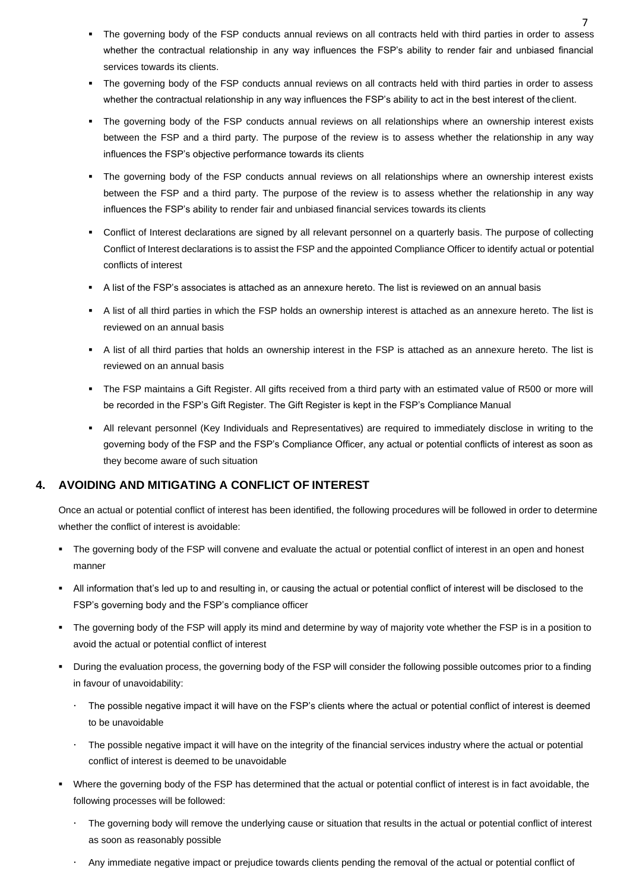- The governing body of the FSP conducts annual reviews on all contracts held with third parties in order to assess whether the contractual relationship in any way influences the FSP's ability to render fair and unbiased financial services towards its clients.
- The governing body of the FSP conducts annual reviews on all contracts held with third parties in order to assess whether the contractual relationship in any way influences the FSP's ability to act in the best interest of the client.
- The governing body of the FSP conducts annual reviews on all relationships where an ownership interest exists between the FSP and a third party. The purpose of the review is to assess whether the relationship in any way influences the FSP's objective performance towards its clients
- The governing body of the FSP conducts annual reviews on all relationships where an ownership interest exists between the FSP and a third party. The purpose of the review is to assess whether the relationship in any way influences the FSP's ability to render fair and unbiased financial services towards its clients
- Conflict of Interest declarations are signed by all relevant personnel on a quarterly basis. The purpose of collecting Conflict of Interest declarations is to assist the FSP and the appointed Compliance Officer to identify actual or potential conflicts of interest
- A list of the FSP's associates is attached as an annexure hereto. The list is reviewed on an annual basis
- A list of all third parties in which the FSP holds an ownership interest is attached as an annexure hereto. The list is reviewed on an annual basis
- A list of all third parties that holds an ownership interest in the FSP is attached as an annexure hereto. The list is reviewed on an annual basis
- The FSP maintains a Gift Register. All gifts received from a third party with an estimated value of R500 or more will be recorded in the FSP's Gift Register. The Gift Register is kept in the FSP's Compliance Manual
- All relevant personnel (Key Individuals and Representatives) are required to immediately disclose in writing to the governing body of the FSP and the FSP's Compliance Officer, any actual or potential conflicts of interest as soon as they become aware of such situation

## 4. AVOIDING AND MITIGATING A CONFLICT OF INTEREST

Once an actual or potential conflict of interest has been identified, the following procedures will be followed in order to determine whether the conflict of interest is avoidable:

- The governing body of the FSP will convene and evaluate the actual or potential conflict of interest in an open and honest manner
- All information that's led up to and resulting in, or causing the actual or potential conflict of interest will be disclosed to the FSP's governing body and the FSP's compliance officer
- The governing body of the FSP will apply its mind and determine by way of majority vote whether the FSP is in a position to avoid the actual or potential conflict of interest
- During the evaluation process, the governing body of the FSP will consider the following possible outcomes prior to a finding in favour of unavoidability:
  - The possible negative impact it will have on the FSP's clients where the actual or potential conflict of interest is deemed to be unavoidable
  - The possible negative impact it will have on the integrity of the financial services industry where the actual or potential conflict of interest is deemed to be unavoidable
- Where the governing body of the FSP has determined that the actual or potential conflict of interest is in fact avoidable, the following processes will be followed:
  - The governing body will remove the underlying cause or situation that results in the actual or potential conflict of interest as soon as reasonably possible
  - Any immediate negative impact or prejudice towards clients pending the removal of the actual or potential conflict of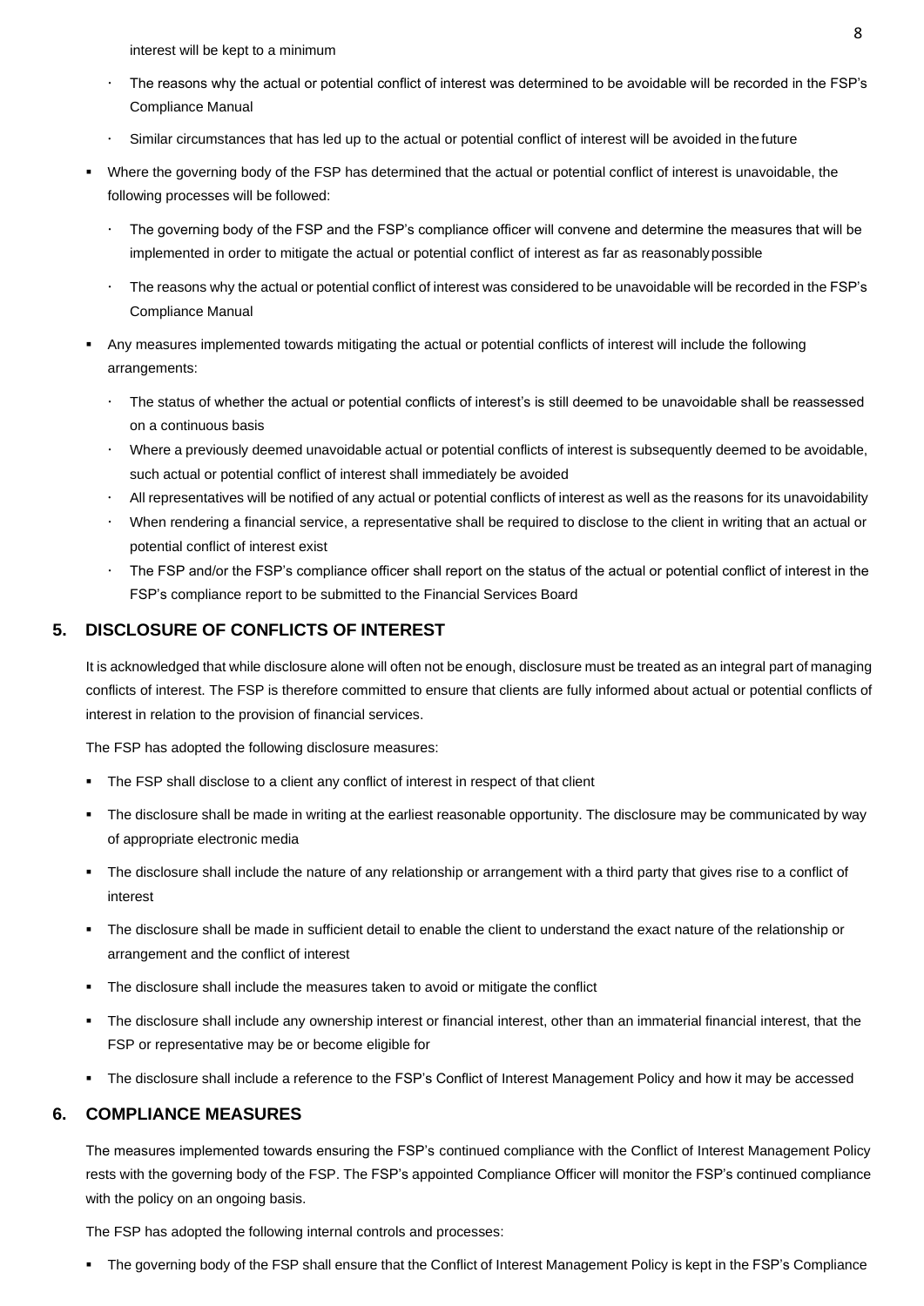interest will be kept to a minimum

  - The reasons why the actual or potential conflict of interest was determined to be avoidable will be recorded in the FSP's Compliance Manual
  - Similar circumstances that has led up to the actual or potential conflict of interest will be avoided in the future

- Where the governing body of the FSP has determined that the actual or potential conflict of interest is unavoidable, the following processes will be followed:
  - The governing body of the FSP and the FSP's compliance officer will convene and determine the measures that will be implemented in order to mitigate the actual or potential conflict of interest as far as reasonably possible
  - The reasons why the actual or potential conflict of interest was considered to be unavoidable will be recorded in the FSP's Compliance Manual

- Any measures implemented towards mitigating the actual or potential conflicts of interest will include the following arrangements:
  - The status of whether the actual or potential conflicts of interest's is still deemed to be unavoidable shall be reassessed on a continuous basis
  - Where a previously deemed unavoidable actual or potential conflicts of interest is subsequently deemed to be avoidable, such actual or potential conflict of interest shall immediately be avoided
  - All representatives will be notified of any actual or potential conflicts of interest as well as the reasons for its unavoidability
  - When rendering a financial service, a representative shall be required to disclose to the client in writing that an actual or potential conflict of interest exist
  - The FSP and/or the FSP's compliance officer shall report on the status of the actual or potential conflict of interest in the FSP's compliance report to be submitted to the Financial Services Board

## 5. DISCLOSURE OF CONFLICTS OF INTEREST

It is acknowledged that while disclosure alone will often not be enough, disclosure must be treated as an integral part of managing conflicts of interest. The FSP is therefore committed to ensure that clients are fully informed about actual or potential conflicts of interest in relation to the provision of financial services.

The FSP has adopted the following disclosure measures:

- The FSP shall disclose to a client any conflict of interest in respect of that client
- The disclosure shall be made in writing at the earliest reasonable opportunity. The disclosure may be communicated by way of appropriate electronic media
- The disclosure shall include the nature of any relationship or arrangement with a third party that gives rise to a conflict of interest
- The disclosure shall be made in sufficient detail to enable the client to understand the exact nature of the relationship or arrangement and the conflict of interest
- The disclosure shall include the measures taken to avoid or mitigate the conflict
- The disclosure shall include any ownership interest or financial interest, other than an immaterial financial interest, that the FSP or representative may be or become eligible for
- The disclosure shall include a reference to the FSP's Conflict of Interest Management Policy and how it may be accessed

## 6. COMPLIANCE MEASURES

The measures implemented towards ensuring the FSP's continued compliance with the Conflict of Interest Management Policy rests with the governing body of the FSP. The FSP's appointed Compliance Officer will monitor the FSP's continued compliance with the policy on an ongoing basis.

The FSP has adopted the following internal controls and processes:

- The governing body of the FSP shall ensure that the Conflict of Interest Management Policy is kept in the FSP's Compliance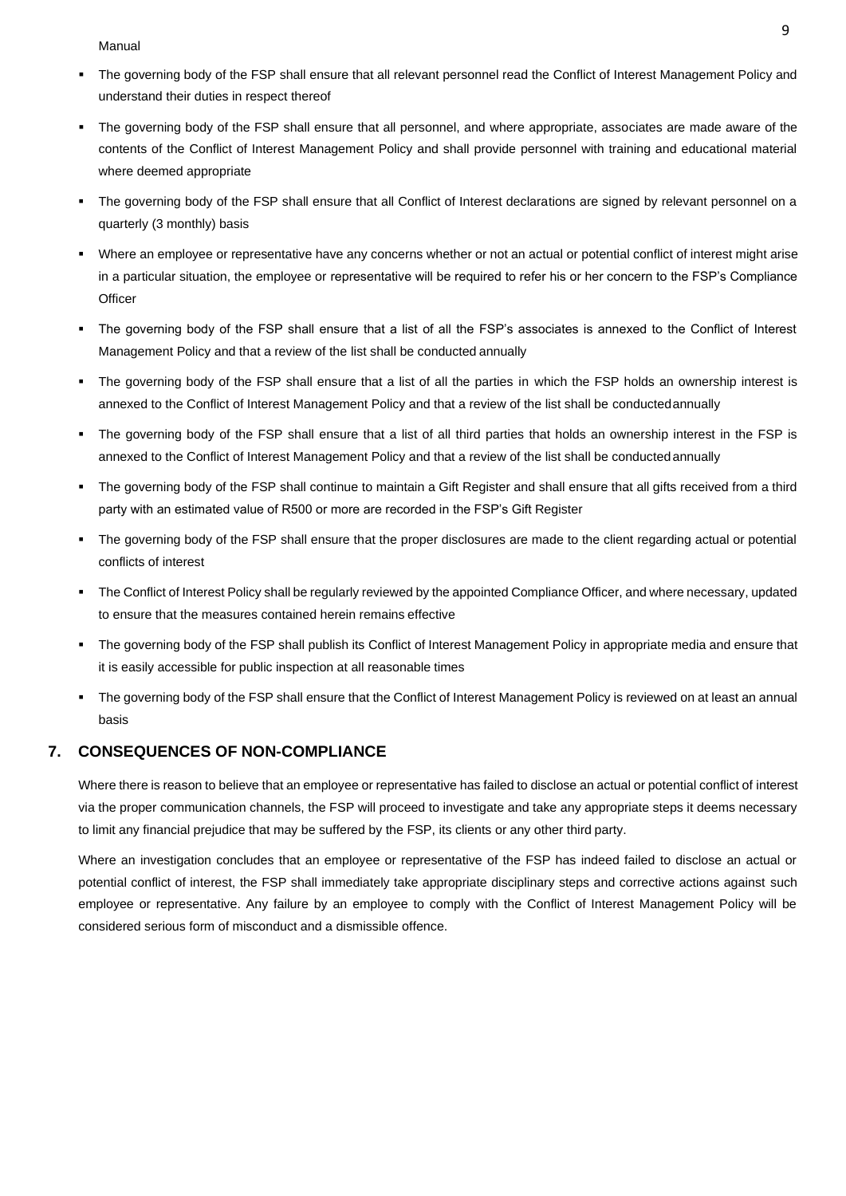Manual

- The governing body of the FSP shall ensure that all relevant personnel read the Conflict of Interest Management Policy and understand their duties in respect thereof
- The governing body of the FSP shall ensure that all personnel, and where appropriate, associates are made aware of the contents of the Conflict of Interest Management Policy and shall provide personnel with training and educational material where deemed appropriate
- The governing body of the FSP shall ensure that all Conflict of Interest declarations are signed by relevant personnel on a quarterly (3 monthly) basis
- Where an employee or representative have any concerns whether or not an actual or potential conflict of interest might arise in a particular situation, the employee or representative will be required to refer his or her concern to the FSP's Compliance Officer
- The governing body of the FSP shall ensure that a list of all the FSP's associates is annexed to the Conflict of Interest Management Policy and that a review of the list shall be conducted annually
- The governing body of the FSP shall ensure that a list of all the parties in which the FSP holds an ownership interest is annexed to the Conflict of Interest Management Policy and that a review of the list shall be conducted annually
- The governing body of the FSP shall ensure that a list of all third parties that holds an ownership interest in the FSP is annexed to the Conflict of Interest Management Policy and that a review of the list shall be conducted annually
- The governing body of the FSP shall continue to maintain a Gift Register and shall ensure that all gifts received from a third party with an estimated value of R500 or more are recorded in the FSP's Gift Register
- The governing body of the FSP shall ensure that the proper disclosures are made to the client regarding actual or potential conflicts of interest
- The Conflict of Interest Policy shall be regularly reviewed by the appointed Compliance Officer, and where necessary, updated to ensure that the measures contained herein remains effective
- The governing body of the FSP shall publish its Conflict of Interest Management Policy in appropriate media and ensure that it is easily accessible for public inspection at all reasonable times
- The governing body of the FSP shall ensure that the Conflict of Interest Management Policy is reviewed on at least an annual basis

## 7. CONSEQUENCES OF NON-COMPLIANCE

Where there is reason to believe that an employee or representative has failed to disclose an actual or potential conflict of interest via the proper communication channels, the FSP will proceed to investigate and take any appropriate steps it deems necessary to limit any financial prejudice that may be suffered by the FSP, its clients or any other third party.

Where an investigation concludes that an employee or representative of the FSP has indeed failed to disclose an actual or potential conflict of interest, the FSP shall immediately take appropriate disciplinary steps and corrective actions against such employee or representative. Any failure by an employee to comply with the Conflict of Interest Management Policy will be considered serious form of misconduct and a dismissible offence.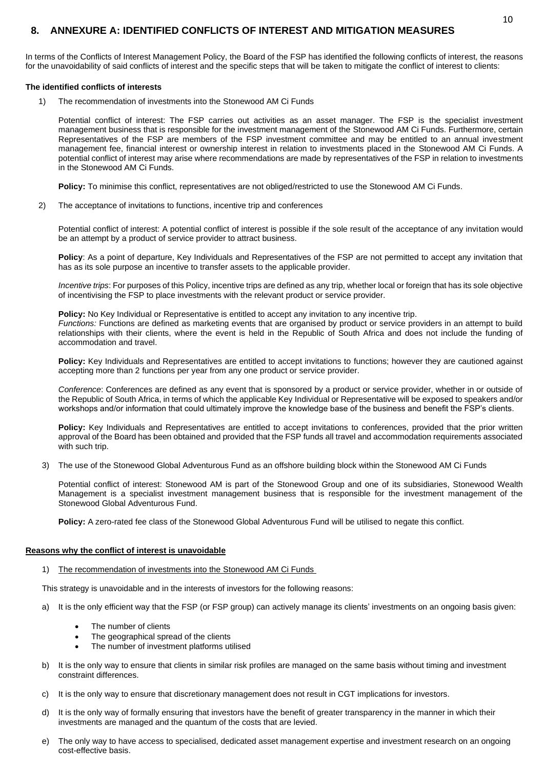## 8. ANNEXURE A: IDENTIFIED CONFLICTS OF INTEREST AND MITIGATION MEASURES

In terms of the Conflicts of Interest Management Policy, the Board of the FSP has identified the following conflicts of interest, the reasons for the unavoidability of said conflicts of interest and the specific steps that will be taken to mitigate the conflict of interest to clients:

**The identified conflicts of interests**

1) The recommendation of investments into the Stonewood AM Ci Funds

Potential conflict of interest: The FSP carries out activities as an asset manager. The FSP is the specialist investment management business that is responsible for the investment management of the Stonewood AM Ci Funds. Furthermore, certain Representatives of the FSP are members of the FSP investment committee and may be entitled to an annual investment management fee, financial interest or ownership interest in relation to investments placed in the Stonewood AM Ci Funds. A potential conflict of interest may arise where recommendations are made by representatives of the FSP in relation to investments in the Stonewood AM Ci Funds.

**Policy:** To minimise this conflict, representatives are not obliged/restricted to use the Stonewood AM Ci Funds.

2) The acceptance of invitations to functions, incentive trip and conferences

Potential conflict of interest: A potential conflict of interest is possible if the sole result of the acceptance of any invitation would be an attempt by a product of service provider to attract business.

**Policy**: As a point of departure, Key Individuals and Representatives of the FSP are not permitted to accept any invitation that has as its sole purpose an incentive to transfer assets to the applicable provider.

*Incentive trips*: For purposes of this Policy, incentive trips are defined as any trip, whether local or foreign that has its sole objective of incentivising the FSP to place investments with the relevant product or service provider.

**Policy:** No Key Individual or Representative is entitled to accept any invitation to any incentive trip.
*Functions:* Functions are defined as marketing events that are organised by product or service providers in an attempt to build relationships with their clients, where the event is held in the Republic of South Africa and does not include the funding of accommodation and travel.

**Policy:** Key Individuals and Representatives are entitled to accept invitations to functions; however they are cautioned against accepting more than 2 functions per year from any one product or service provider.

*Conference*: Conferences are defined as any event that is sponsored by a product or service provider, whether in or outside of the Republic of South Africa, in terms of which the applicable Key Individual or Representative will be exposed to speakers and/or workshops and/or information that could ultimately improve the knowledge base of the business and benefit the FSP's clients.

**Policy:** Key Individuals and Representatives are entitled to accept invitations to conferences, provided that the prior written approval of the Board has been obtained and provided that the FSP funds all travel and accommodation requirements associated with such trip.

3) The use of the Stonewood Global Adventurous Fund as an offshore building block within the Stonewood AM Ci Funds

Potential conflict of interest: Stonewood AM is part of the Stonewood Group and one of its subsidiaries, Stonewood Wealth Management is a specialist investment management business that is responsible for the investment management of the Stonewood Global Adventurous Fund.

**Policy:** A zero-rated fee class of the Stonewood Global Adventurous Fund will be utilised to negate this conflict.

**Reasons why the conflict of interest is unavoidable**

1) The recommendation of investments into the Stonewood AM Ci Funds

This strategy is unavoidable and in the interests of investors for the following reasons:

a) It is the only efficient way that the FSP (or FSP group) can actively manage its clients' investments on an ongoing basis given:
   - The number of clients
   - The geographical spread of the clients
   - The number of investment platforms utilised

b) It is the only way to ensure that clients in similar risk profiles are managed on the same basis without timing and investment constraint differences.

c) It is the only way to ensure that discretionary management does not result in CGT implications for investors.

d) It is the only way of formally ensuring that investors have the benefit of greater transparency in the manner in which their investments are managed and the quantum of the costs that are levied.

e) The only way to have access to specialised, dedicated asset management expertise and investment research on an ongoing cost-effective basis.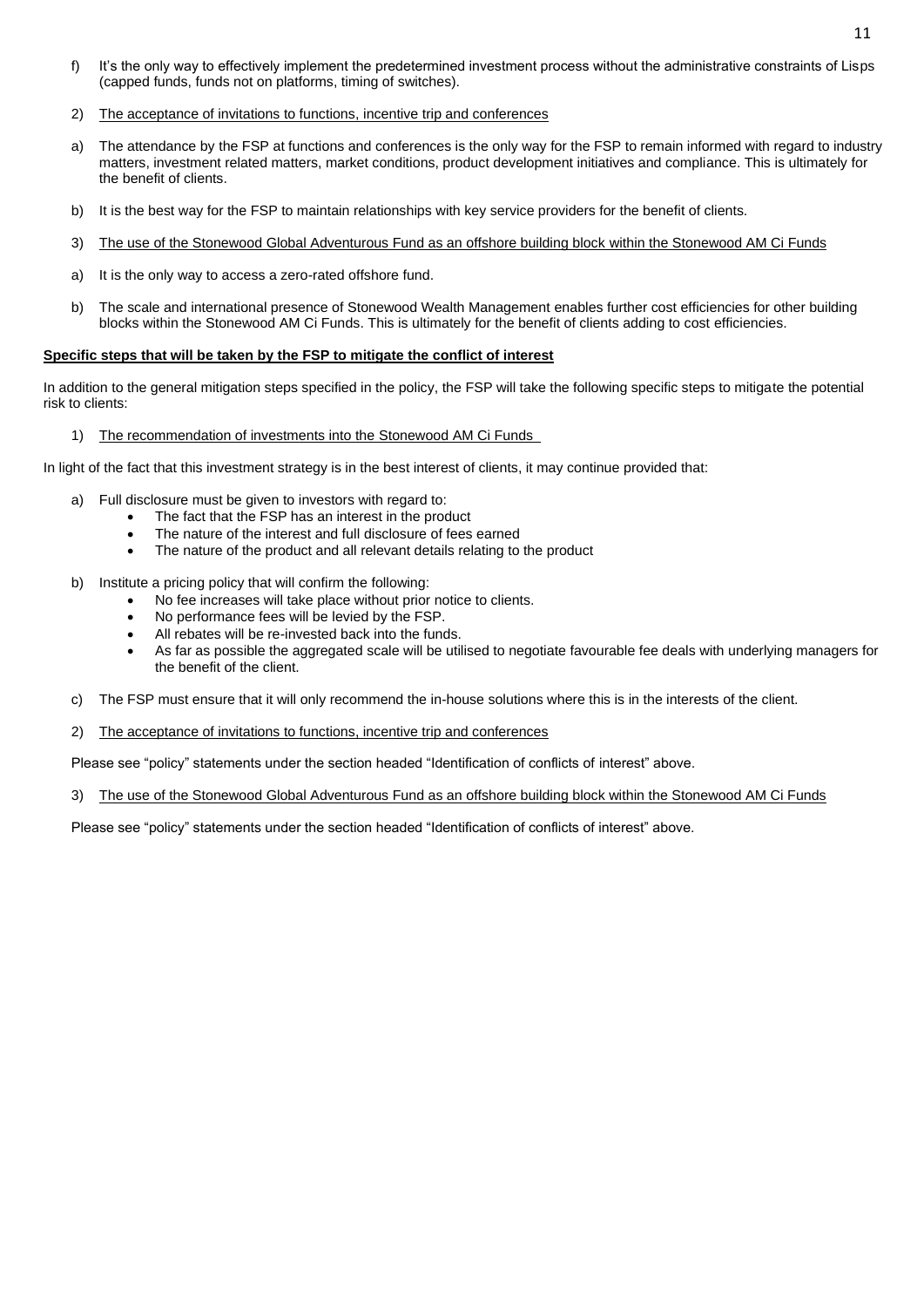f) It's the only way to effectively implement the predetermined investment process without the administrative constraints of Lisps (capped funds, funds not on platforms, timing of switches).

2) <u>The acceptance of invitations to functions, incentive trip and conferences</u>

a) The attendance by the FSP at functions and conferences is the only way for the FSP to remain informed with regard to industry matters, investment related matters, market conditions, product development initiatives and compliance. This is ultimately for the benefit of clients.

b) It is the best way for the FSP to maintain relationships with key service providers for the benefit of clients.

3) <u>The use of the Stonewood Global Adventurous Fund as an offshore building block within the Stonewood AM Ci Funds</u>

a) It is the only way to access a zero-rated offshore fund.

b) The scale and international presence of Stonewood Wealth Management enables further cost efficiencies for other building blocks within the Stonewood AM Ci Funds. This is ultimately for the benefit of clients adding to cost efficiencies.

**<u>Specific steps that will be taken by the FSP to mitigate the conflict of interest</u>**

In addition to the general mitigation steps specified in the policy, the FSP will take the following specific steps to mitigate the potential risk to clients:

1) <u>The recommendation of investments into the Stonewood AM Ci Funds</u>

In light of the fact that this investment strategy is in the best interest of clients, it may continue provided that:

a) Full disclosure must be given to investors with regard to:
   - The fact that the FSP has an interest in the product
   - The nature of the interest and full disclosure of fees earned
   - The nature of the product and all relevant details relating to the product

b) Institute a pricing policy that will confirm the following:
   - No fee increases will take place without prior notice to clients.
   - No performance fees will be levied by the FSP.
   - All rebates will be re-invested back into the funds.
   - As far as possible the aggregated scale will be utilised to negotiate favourable fee deals with underlying managers for the benefit of the client.

c) The FSP must ensure that it will only recommend the in-house solutions where this is in the interests of the client.

2) <u>The acceptance of invitations to functions, incentive trip and conferences</u>

Please see "policy" statements under the section headed "Identification of conflicts of interest" above.

3) <u>The use of the Stonewood Global Adventurous Fund as an offshore building block within the Stonewood AM Ci Funds</u>

Please see "policy" statements under the section headed "Identification of conflicts of interest" above.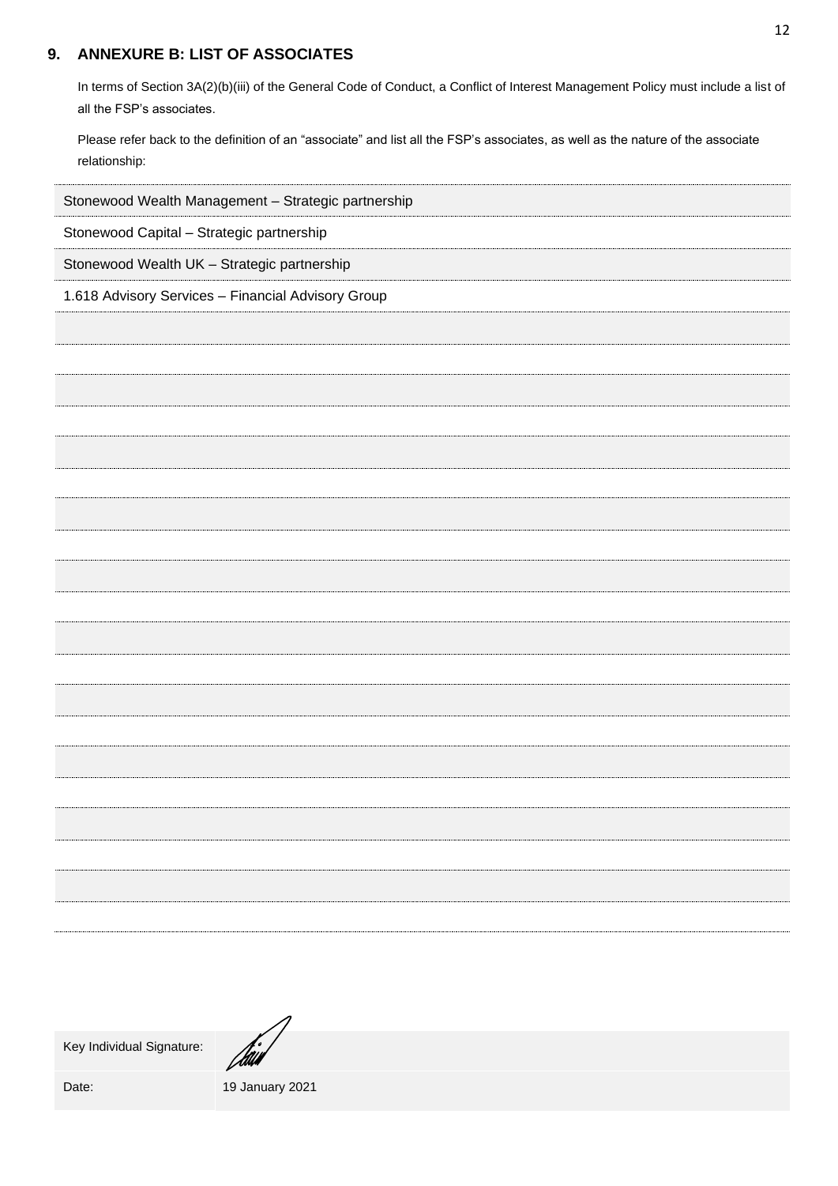## 9. ANNEXURE B: LIST OF ASSOCIATES

In terms of Section 3A(2)(b)(iii) of the General Code of Conduct, a Conflict of Interest Management Policy must include a list of all the FSP's associates.

Please refer back to the definition of an "associate" and list all the FSP's associates, as well as the nature of the associate relationship:

Stonewood Wealth Management – Strategic partnership

Stonewood Capital – Strategic partnership

Stonewood Wealth UK – Strategic partnership

1.618 Advisory Services – Financial Advisory Group

| | |
|---|---|
| Key Individual Signature: | |
| Date: | 19 January 2021 |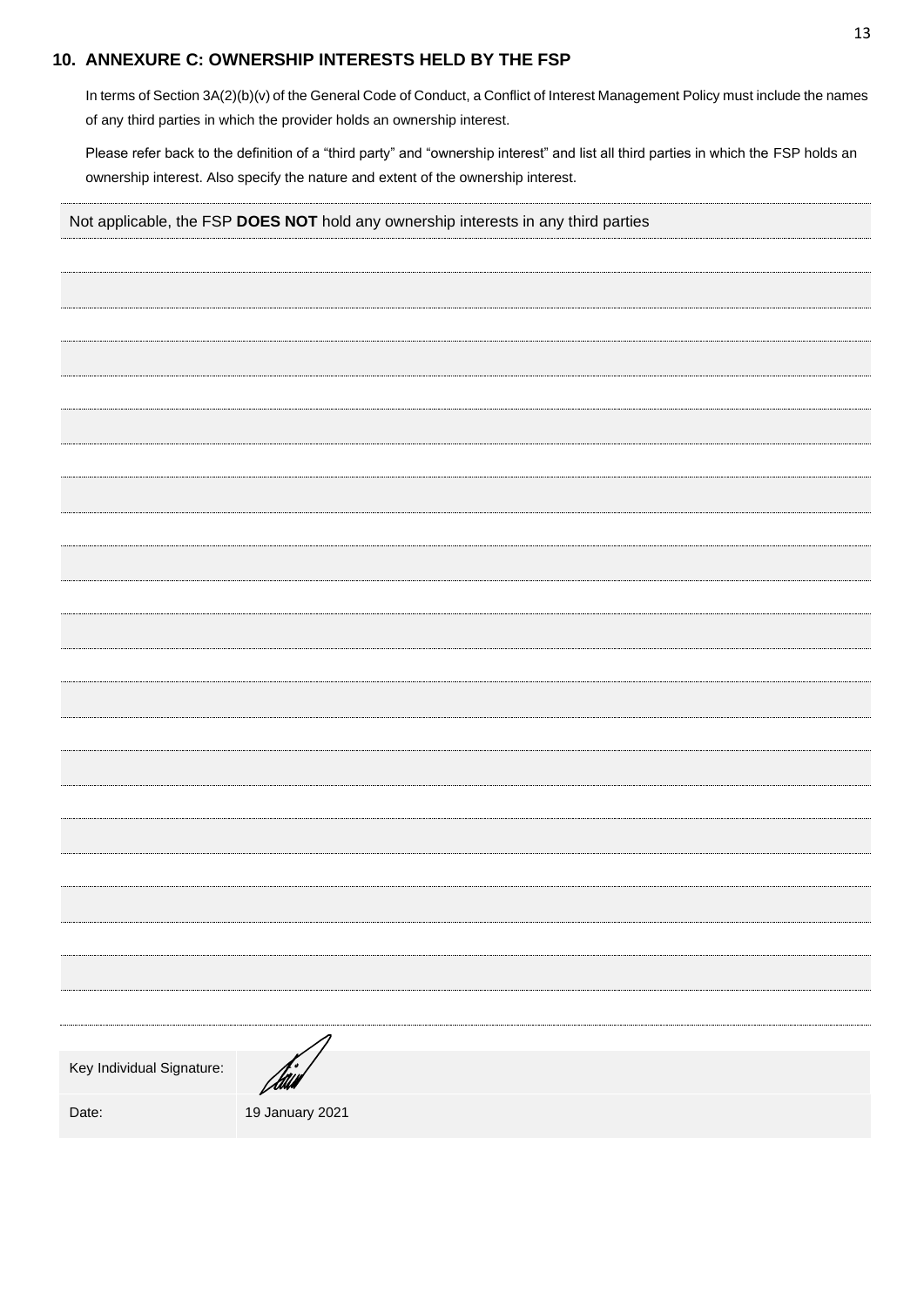## 10. ANNEXURE C: OWNERSHIP INTERESTS HELD BY THE FSP

In terms of Section 3A(2)(b)(v) of the General Code of Conduct, a Conflict of Interest Management Policy must include the names of any third parties in which the provider holds an ownership interest.

Please refer back to the definition of a "third party" and "ownership interest" and list all third parties in which the FSP holds an ownership interest. Also specify the nature and extent of the ownership interest.

Not applicable, the FSP **DOES NOT** hold any ownership interests in any third parties

| Key Individual Signature: | |
|---|---|
| Date: | 19 January 2021 |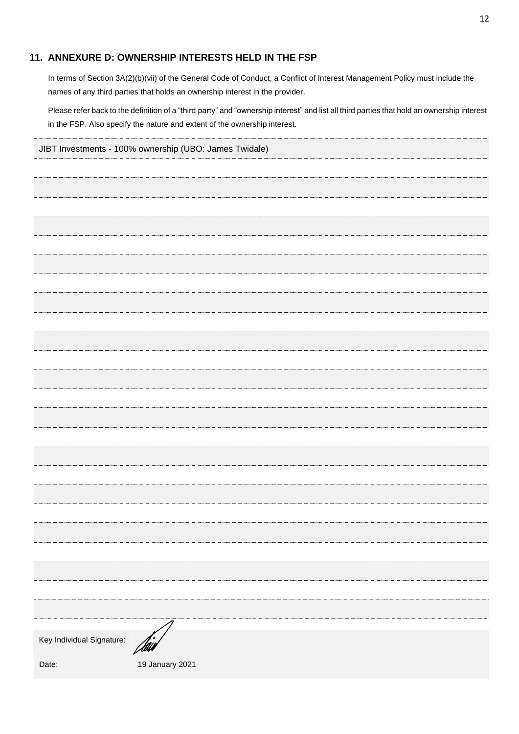## 11. ANNEXURE D: OWNERSHIP INTERESTS HELD IN THE FSP

In terms of Section 3A(2)(b)(vii) of the General Code of Conduct, a Conflict of Interest Management Policy must include the names of any third parties that holds an ownership interest in the provider.

Please refer back to the definition of a "third party" and "ownership interest" and list all third parties that hold an ownership interest in the FSP. Also specify the nature and extent of the ownership interest.

JIBT Investments - 100% ownership (UBO: James Twidale)

Key Individual Signature:

Date: 19 January 2021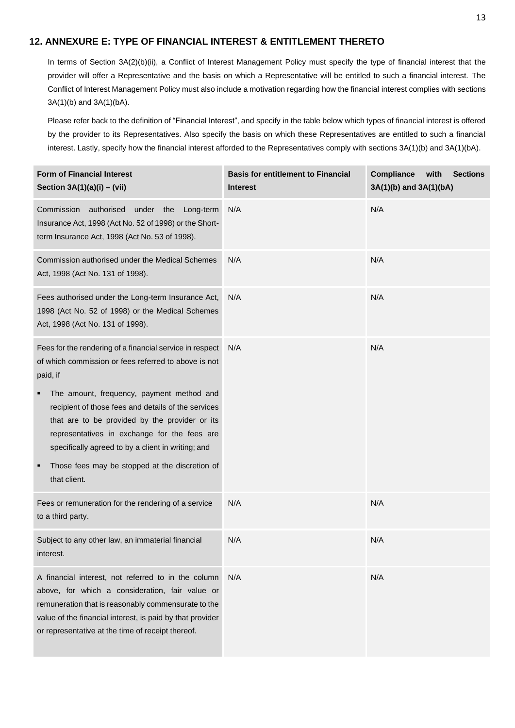## 12. ANNEXURE E: TYPE OF FINANCIAL INTEREST & ENTITLEMENT THERETO

In terms of Section 3A(2)(b)(ii), a Conflict of Interest Management Policy must specify the type of financial interest that the provider will offer a Representative and the basis on which a Representative will be entitled to such a financial interest. The Conflict of Interest Management Policy must also include a motivation regarding how the financial interest complies with sections 3A(1)(b) and 3A(1)(bA).

Please refer back to the definition of "Financial Interest", and specify in the table below which types of financial interest is offered by the provider to its Representatives. Also specify the basis on which these Representatives are entitled to such a financial interest. Lastly, specify how the financial interest afforded to the Representatives comply with sections 3A(1)(b) and 3A(1)(bA).

| Form of Financial Interest Section 3A(1)(a)(i) – (vii) | Basis for entitlement to Financial Interest | Compliance with Sections 3A(1)(b) and 3A(1)(bA) |
|---|---|---|
| Commission authorised under the Long-term Insurance Act, 1998 (Act No. 52 of 1998) or the Short-term Insurance Act, 1998 (Act No. 53 of 1998). | N/A | N/A |
| Commission authorised under the Medical Schemes Act, 1998 (Act No. 131 of 1998). | N/A | N/A |
| Fees authorised under the Long-term Insurance Act, 1998 (Act No. 52 of 1998) or the Medical Schemes Act, 1998 (Act No. 131 of 1998). | N/A | N/A |
| Fees for the rendering of a financial service in respect of which commission or fees referred to above is not paid, if <br>▪ The amount, frequency, payment method and recipient of those fees and details of the services that are to be provided by the provider or its representatives in exchange for the fees are specifically agreed to by a client in writing; and <br>▪ Those fees may be stopped at the discretion of that client. | N/A | N/A |
| Fees or remuneration for the rendering of a service to a third party. | N/A | N/A |
| Subject to any other law, an immaterial financial interest. | N/A | N/A |
| A financial interest, not referred to in the column above, for which a consideration, fair value or remuneration that is reasonably commensurate to the value of the financial interest, is paid by that provider or representative at the time of receipt thereof. | N/A | N/A |